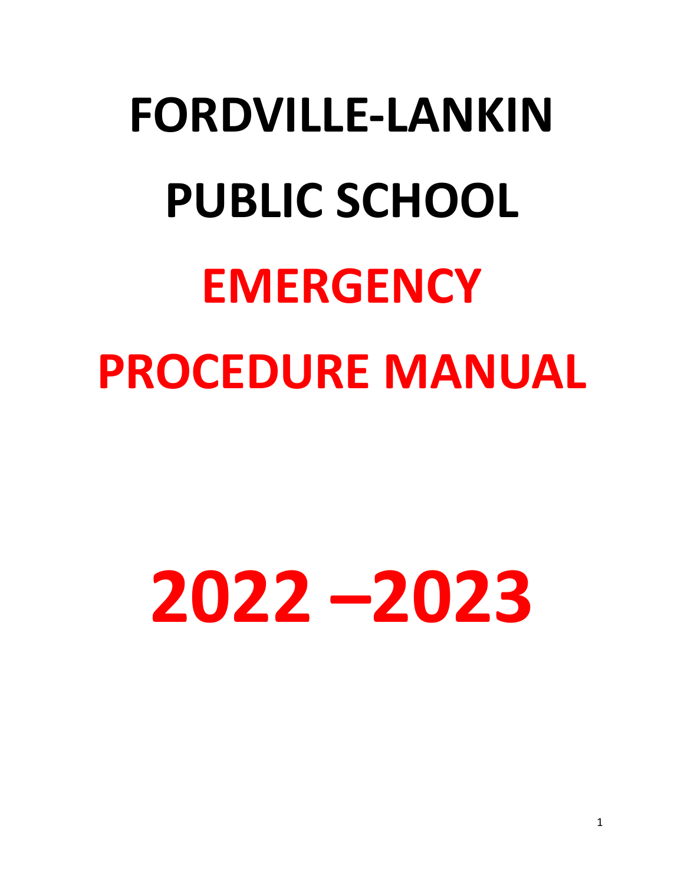# FORDVILLE-LANKIN PUBLIC SCHOOL

# EMERGENCY PROCEDURE MANUAL

# 2022 –2023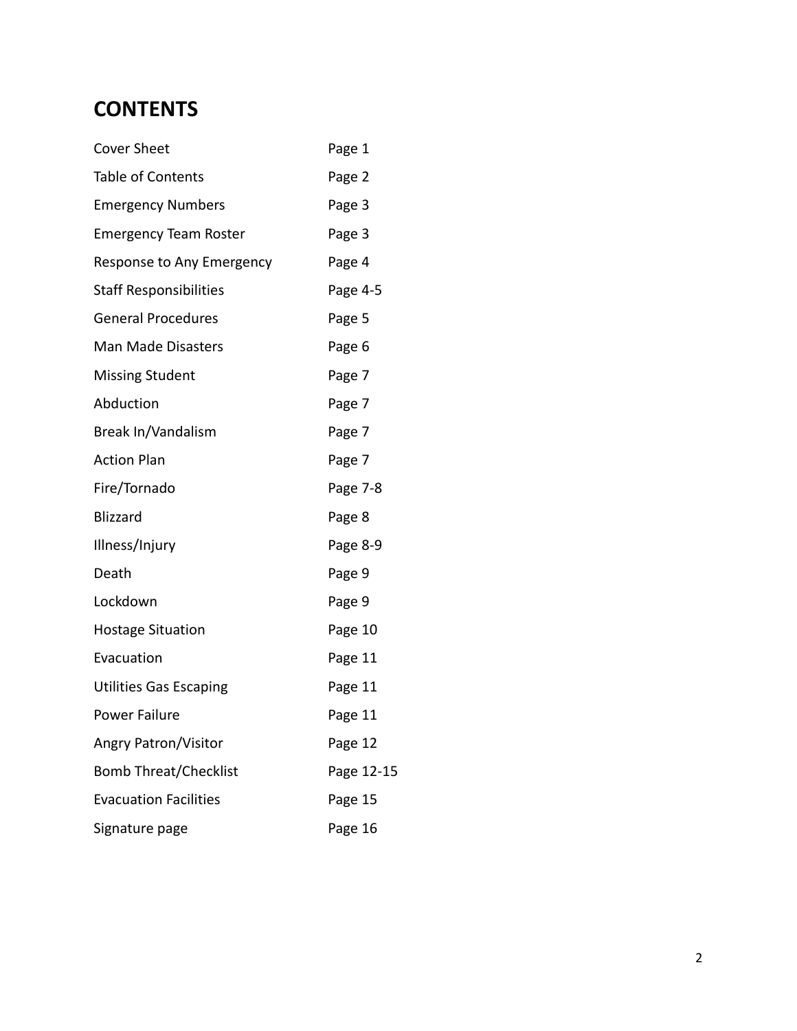# CONTENTS

| | |
|---|---|
| Cover Sheet | Page 1 |
| Table of Contents | Page 2 |
| Emergency Numbers | Page 3 |
| Emergency Team Roster | Page 3 |
| Response to Any Emergency | Page 4 |
| Staff Responsibilities | Page 4-5 |
| General Procedures | Page 5 |
| Man Made Disasters | Page 6 |
| Missing Student | Page 7 |
| Abduction | Page 7 |
| Break In/Vandalism | Page 7 |
| Action Plan | Page 7 |
| Fire/Tornado | Page 7-8 |
| Blizzard | Page 8 |
| Illness/Injury | Page 8-9 |
| Death | Page 9 |
| Lockdown | Page 9 |
| Hostage Situation | Page 10 |
| Evacuation | Page 11 |
| Utilities Gas Escaping | Page 11 |
| Power Failure | Page 11 |
| Angry Patron/Visitor | Page 12 |
| Bomb Threat/Checklist | Page 12-15 |
| Evacuation Facilities | Page 15 |
| Signature page | Page 16 |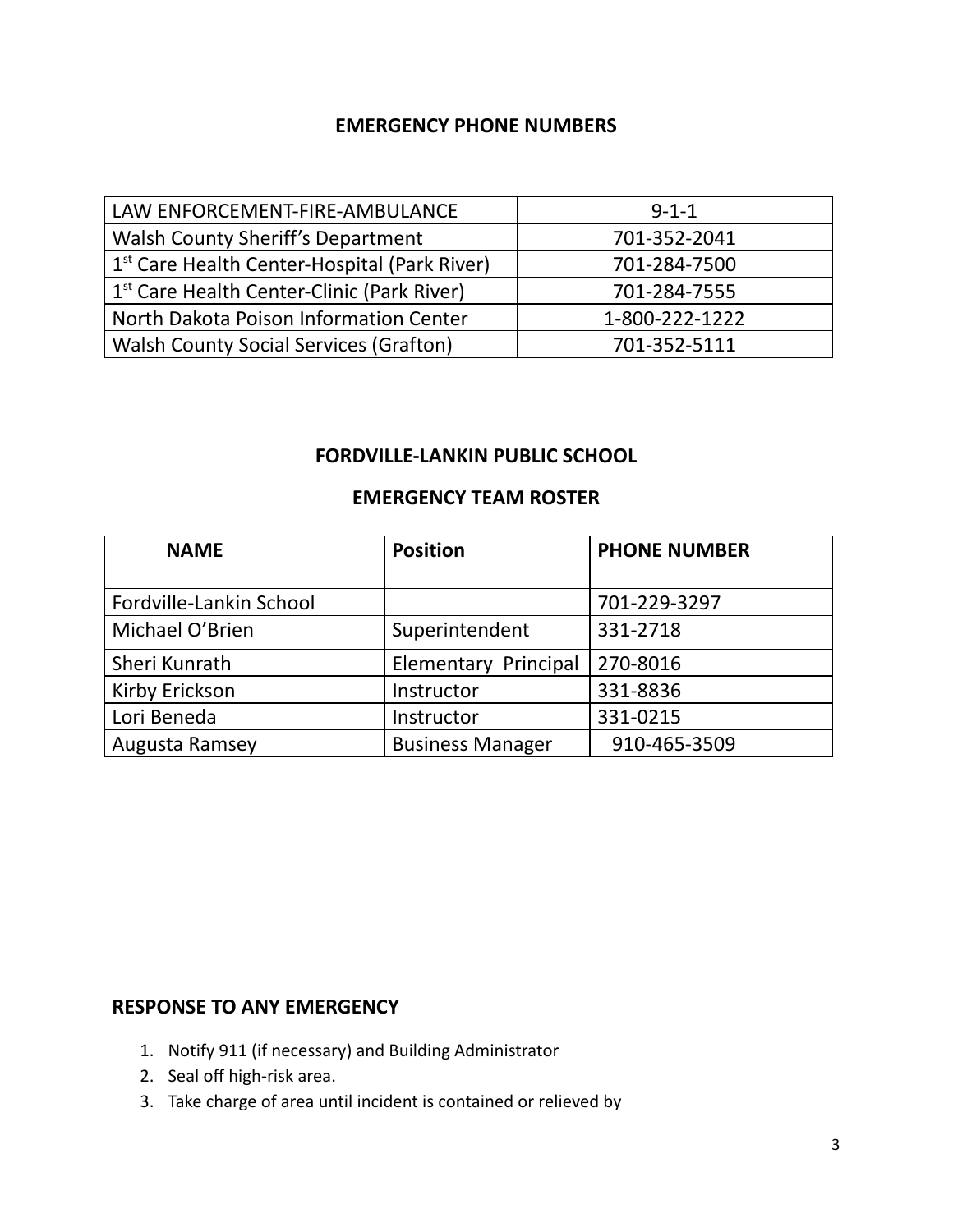## EMERGENCY PHONE NUMBERS

| | |
|---|---|
| LAW ENFORCEMENT-FIRE-AMBULANCE | 9-1-1 |
| Walsh County Sheriff's Department | 701-352-2041 |
| 1st Care Health Center-Hospital (Park River) | 701-284-7500 |
| 1st Care Health Center-Clinic (Park River) | 701-284-7555 |
| North Dakota Poison Information Center | 1-800-222-1222 |
| Walsh County Social Services (Grafton) | 701-352-5111 |

## FORDVILLE-LANKIN PUBLIC SCHOOL

## EMERGENCY TEAM ROSTER

| NAME | Position | PHONE NUMBER |
|---|---|---|
| Fordville-Lankin School | | 701-229-3297 |
| Michael O'Brien | Superintendent | 331-2718 |
| Sheri Kunrath | Elementary Principal | 270-8016 |
| Kirby Erickson | Instructor | 331-8836 |
| Lori Beneda | Instructor | 331-0215 |
| Augusta Ramsey | Business Manager | 910-465-3509 |

## RESPONSE TO ANY EMERGENCY

1. Notify 911 (if necessary) and Building Administrator
2. Seal off high-risk area.
3. Take charge of area until incident is contained or relieved by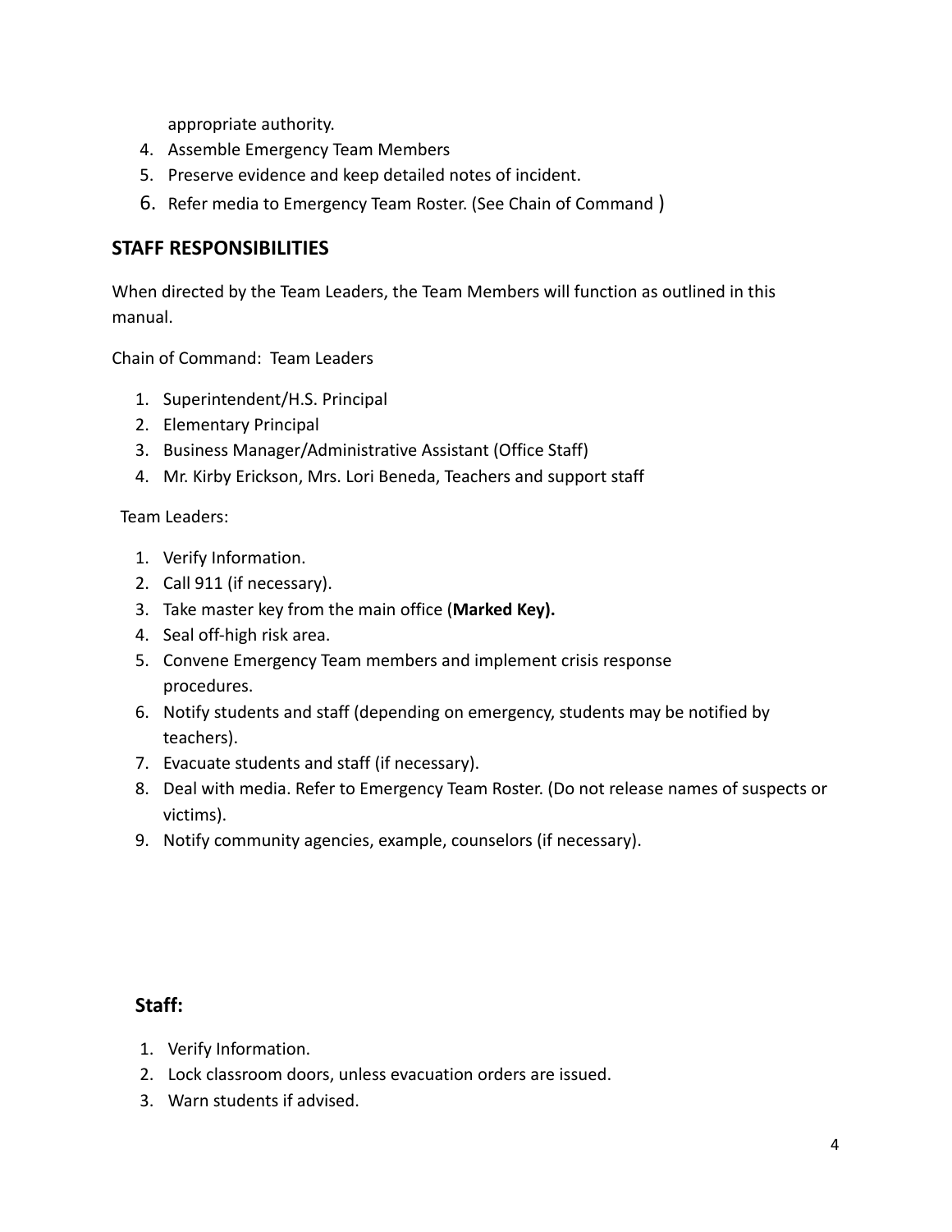appropriate authority.

4. Assemble Emergency Team Members
5. Preserve evidence and keep detailed notes of incident.
6. Refer media to Emergency Team Roster. (See Chain of Command )

## STAFF RESPONSIBILITIES

When directed by the Team Leaders, the Team Members will function as outlined in this manual.

Chain of Command: Team Leaders

1. Superintendent/H.S. Principal
2. Elementary Principal
3. Business Manager/Administrative Assistant (Office Staff)
4. Mr. Kirby Erickson, Mrs. Lori Beneda, Teachers and support staff

Team Leaders:

1. Verify Information.
2. Call 911 (if necessary).
3. Take master key from the main office (**Marked Key).**
4. Seal off-high risk area.
5. Convene Emergency Team members and implement crisis response procedures.
6. Notify students and staff (depending on emergency, students may be notified by teachers).
7. Evacuate students and staff (if necessary).
8. Deal with media. Refer to Emergency Team Roster. (Do not release names of suspects or victims).
9. Notify community agencies, example, counselors (if necessary).

### Staff:

1. Verify Information.
2. Lock classroom doors, unless evacuation orders are issued.
3. Warn students if advised.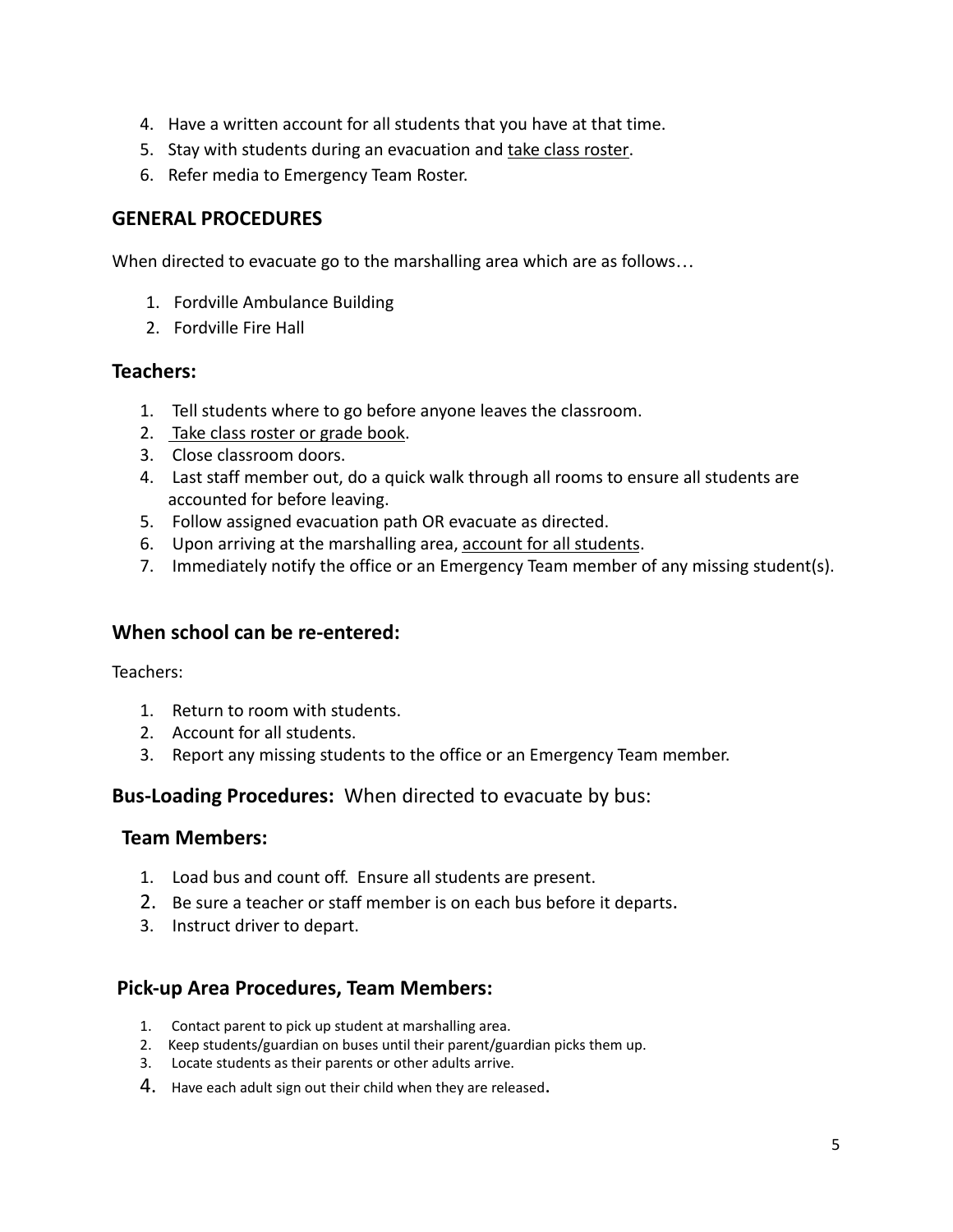4. Have a written account for all students that you have at that time.
5. Stay with students during an evacuation and take class roster.
6. Refer media to Emergency Team Roster.

## GENERAL PROCEDURES

When directed to evacuate go to the marshalling area which are as follows…

1. Fordville Ambulance Building
2. Fordville Fire Hall

### Teachers:

1. Tell students where to go before anyone leaves the classroom.
2. Take class roster or grade book.
3. Close classroom doors.
4. Last staff member out, do a quick walk through all rooms to ensure all students are accounted for before leaving.
5. Follow assigned evacuation path OR evacuate as directed.
6. Upon arriving at the marshalling area, account for all students.
7. Immediately notify the office or an Emergency Team member of any missing student(s).

### When school can be re-entered:

Teachers:

1. Return to room with students.
2. Account for all students.
3. Report any missing students to the office or an Emergency Team member.

### Bus-Loading Procedures: When directed to evacuate by bus:

### Team Members:

1. Load bus and count off. Ensure all students are present.
2. Be sure a teacher or staff member is on each bus before it departs.
3. Instruct driver to depart.

### Pick-up Area Procedures, Team Members:

1. Contact parent to pick up student at marshalling area.
2. Keep students/guardian on buses until their parent/guardian picks them up.
3. Locate students as their parents or other adults arrive.
4. Have each adult sign out their child when they are released.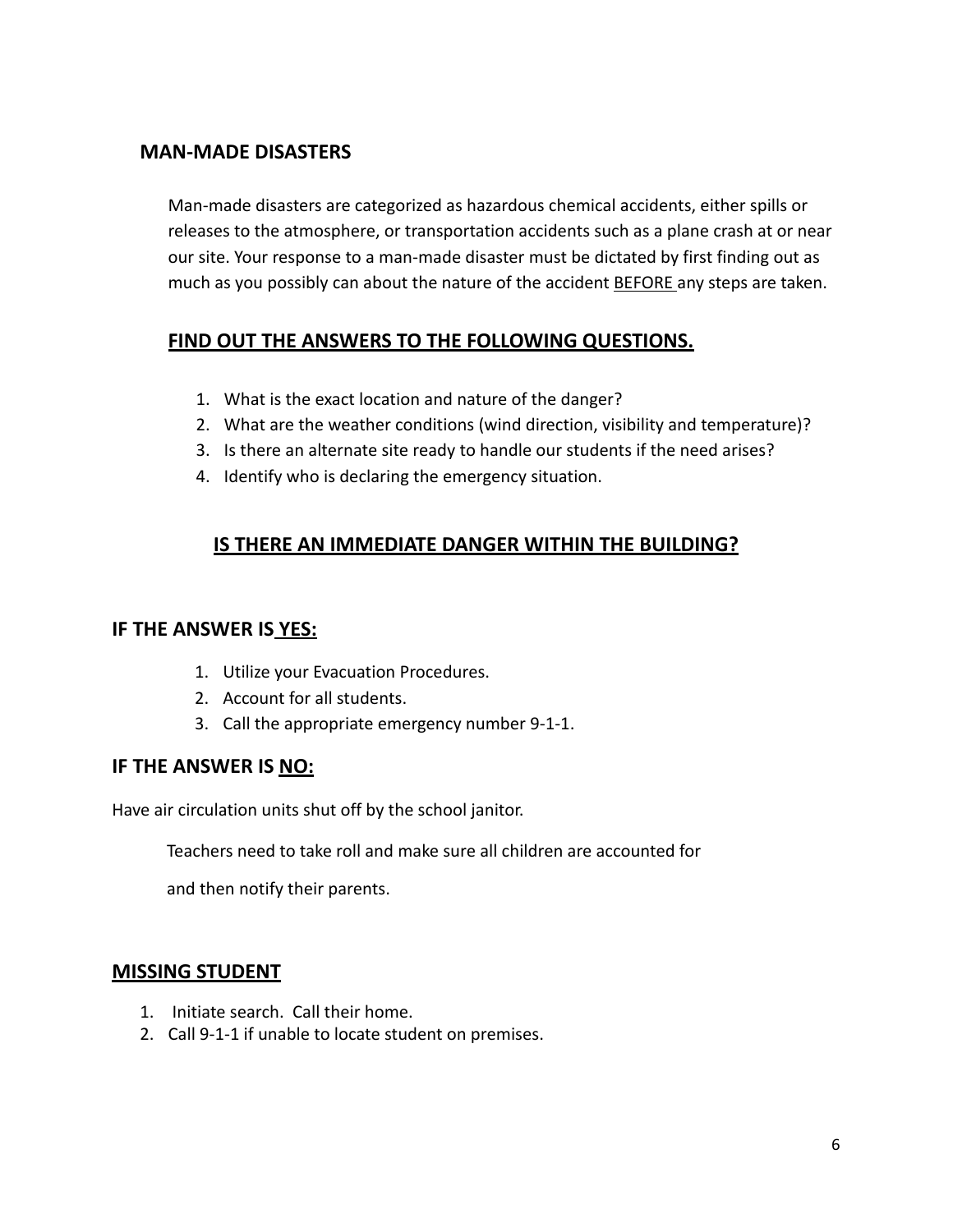## MAN-MADE DISASTERS

Man-made disasters are categorized as hazardous chemical accidents, either spills or releases to the atmosphere, or transportation accidents such as a plane crash at or near our site. Your response to a man-made disaster must be dictated by first finding out as much as you possibly can about the nature of the accident BEFORE any steps are taken.

### FIND OUT THE ANSWERS TO THE FOLLOWING QUESTIONS.

1. What is the exact location and nature of the danger?
2. What are the weather conditions (wind direction, visibility and temperature)?
3. Is there an alternate site ready to handle our students if the need arises?
4. Identify who is declaring the emergency situation.

### IS THERE AN IMMEDIATE DANGER WITHIN THE BUILDING?

### IF THE ANSWER IS YES:

1. Utilize your Evacuation Procedures.
2. Account for all students.
3. Call the appropriate emergency number 9-1-1.

### IF THE ANSWER IS NO:

Have air circulation units shut off by the school janitor.

Teachers need to take roll and make sure all children are accounted for

and then notify their parents.

## MISSING STUDENT

1. Initiate search. Call their home.
2. Call 9-1-1 if unable to locate student on premises.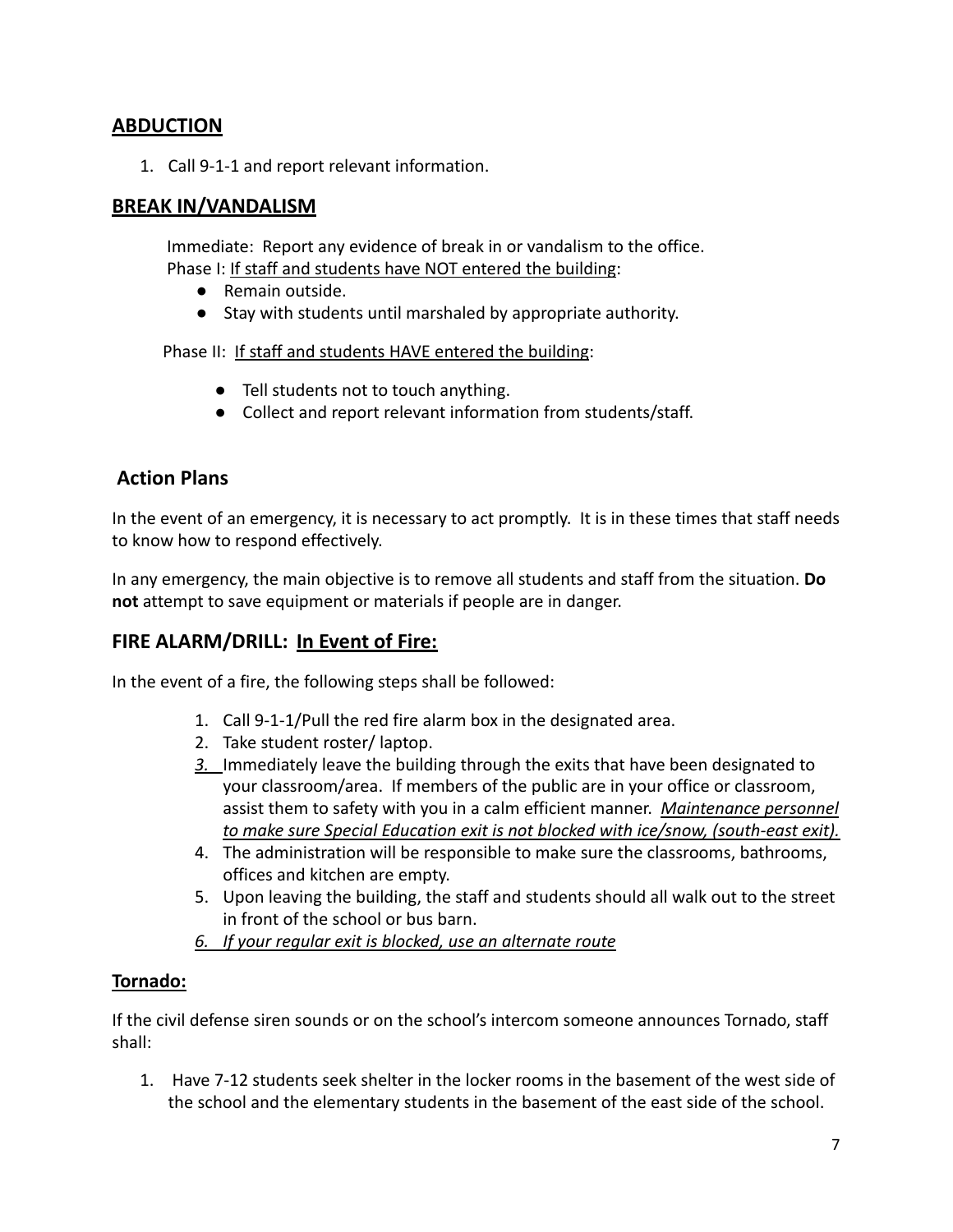## **ABDUCTION**

1. Call 9-1-1 and report relevant information.

## **BREAK IN/VANDALISM**

Immediate: Report any evidence of break in or vandalism to the office.
Phase I: <u>If staff and students have NOT entered the building</u>:

- Remain outside.
- Stay with students until marshaled by appropriate authority.

Phase II: <u>If staff and students HAVE entered the building</u>:

- Tell students not to touch anything.
- Collect and report relevant information from students/staff.

## **Action Plans**

In the event of an emergency, it is necessary to act promptly. It is in these times that staff needs to know how to respond effectively.

In any emergency, the main objective is to remove all students and staff from the situation. **Do not** attempt to save equipment or materials if people are in danger.

## **FIRE ALARM/DRILL: <u>In Event of Fire:</u>**

In the event of a fire, the following steps shall be followed:

1. Call 9-1-1/Pull the red fire alarm box in the designated area.
2. Take student roster/ laptop.
3. Immediately leave the building through the exits that have been designated to your classroom/area. If members of the public are in your office or classroom, assist them to safety with you in a calm efficient manner. *<u>Maintenance personnel to make sure Special Education exit is not blocked with ice/snow, (south-east exit).</u>*
4. The administration will be responsible to make sure the classrooms, bathrooms, offices and kitchen are empty.
5. Upon leaving the building, the staff and students should all walk out to the street in front of the school or bus barn.
6. *<u>If your regular exit is blocked, use an alternate route</u>*

### **<u>Tornado:</u>**

If the civil defense siren sounds or on the school's intercom someone announces Tornado, staff shall:

1. Have 7-12 students seek shelter in the locker rooms in the basement of the west side of the school and the elementary students in the basement of the east side of the school.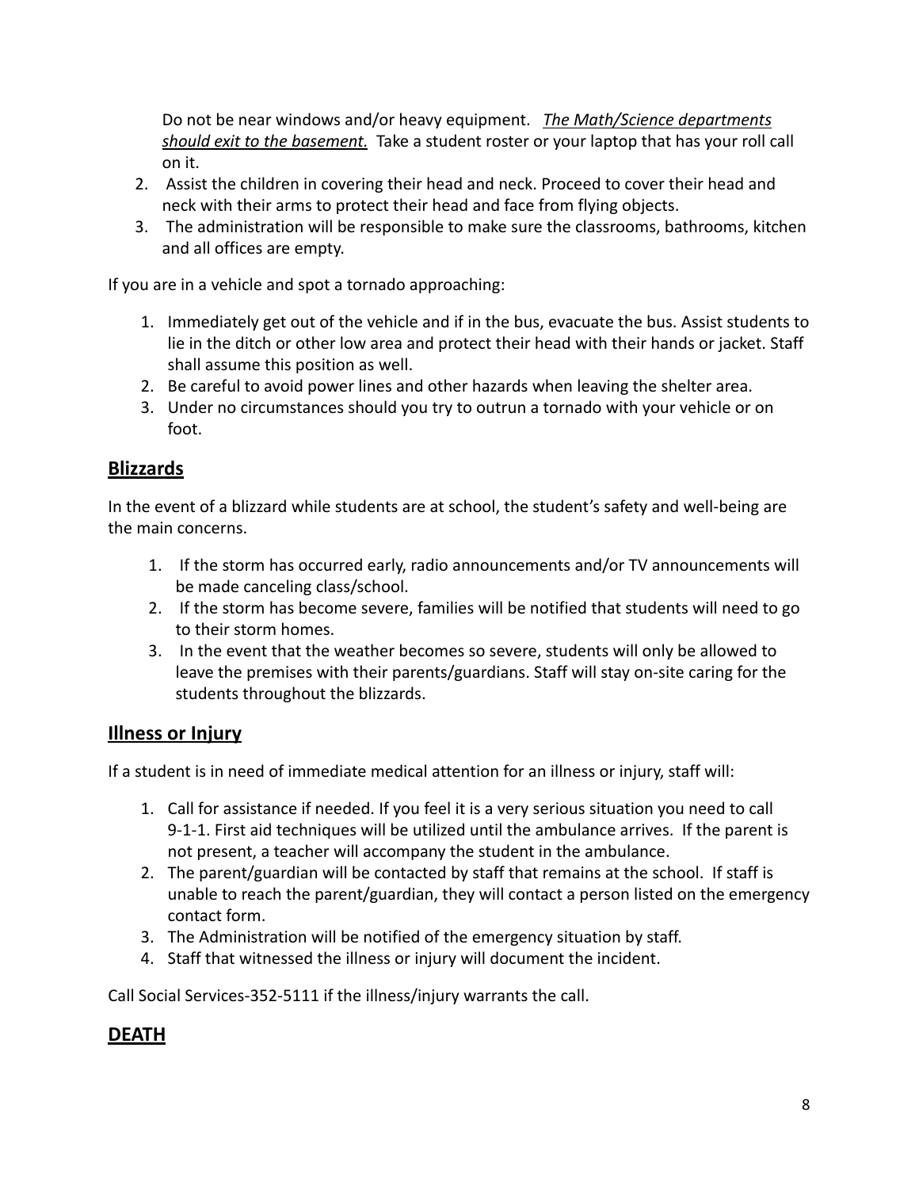Do not be near windows and/or heavy equipment. ***The Math/Science departments should exit to the basement.*** Take a student roster or your laptop that has your roll call on it.

2. Assist the children in covering their head and neck. Proceed to cover their head and neck with their arms to protect their head and face from flying objects.
3. The administration will be responsible to make sure the classrooms, bathrooms, kitchen and all offices are empty.

If you are in a vehicle and spot a tornado approaching:

1. Immediately get out of the vehicle and if in the bus, evacuate the bus. Assist students to lie in the ditch or other low area and protect their head with their hands or jacket. Staff shall assume this position as well.
2. Be careful to avoid power lines and other hazards when leaving the shelter area.
3. Under no circumstances should you try to outrun a tornado with your vehicle or on foot.

## Blizzards

In the event of a blizzard while students are at school, the student's safety and well-being are the main concerns.

1. If the storm has occurred early, radio announcements and/or TV announcements will be made canceling class/school.
2. If the storm has become severe, families will be notified that students will need to go to their storm homes.
3. In the event that the weather becomes so severe, students will only be allowed to leave the premises with their parents/guardians. Staff will stay on-site caring for the students throughout the blizzards.

## Illness or Injury

If a student is in need of immediate medical attention for an illness or injury, staff will:

1. Call for assistance if needed. If you feel it is a very serious situation you need to call 9-1-1. First aid techniques will be utilized until the ambulance arrives. If the parent is not present, a teacher will accompany the student in the ambulance.
2. The parent/guardian will be contacted by staff that remains at the school. If staff is unable to reach the parent/guardian, they will contact a person listed on the emergency contact form.
3. The Administration will be notified of the emergency situation by staff.
4. Staff that witnessed the illness or injury will document the incident.

Call Social Services-352-5111 if the illness/injury warrants the call.

## DEATH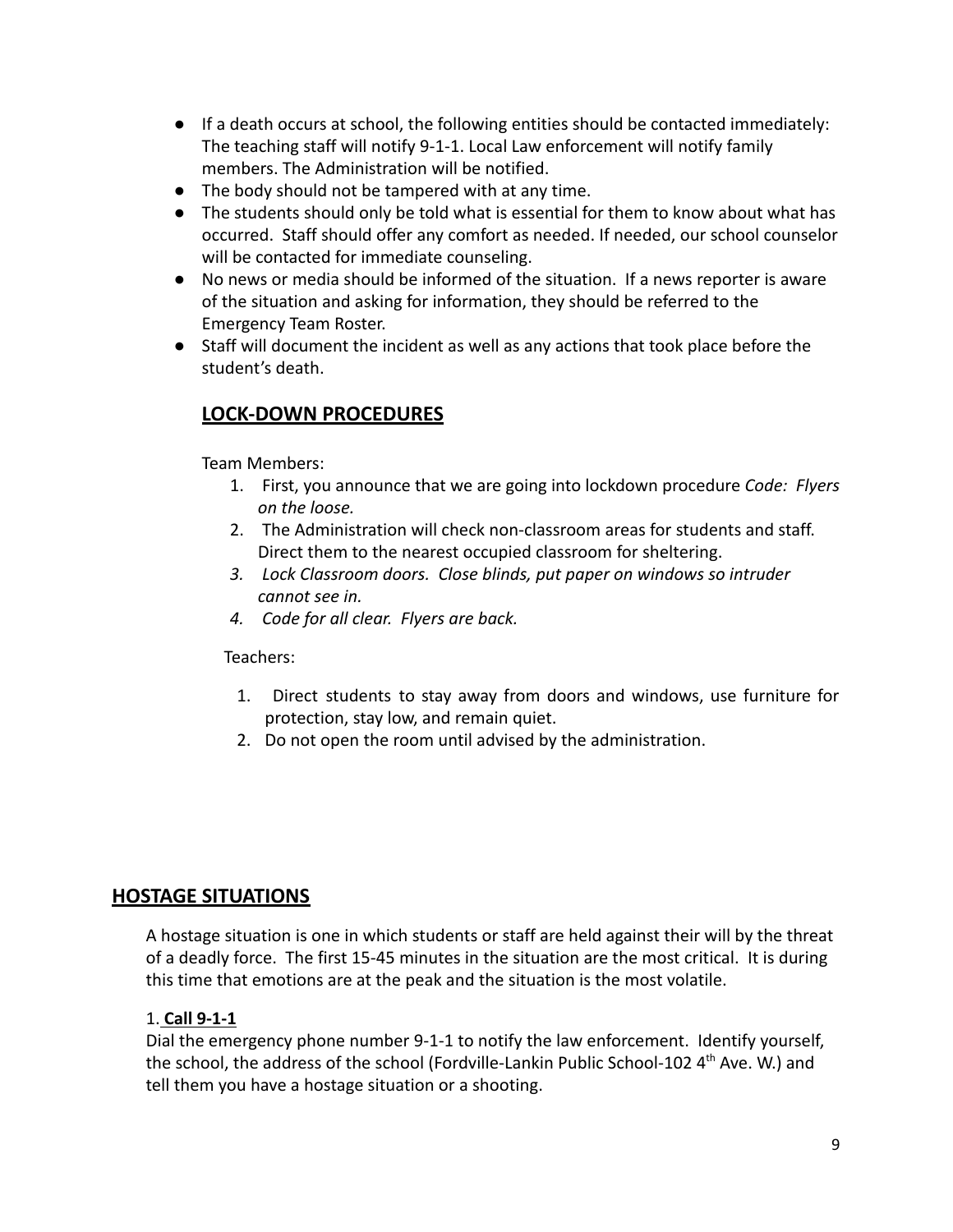- If a death occurs at school, the following entities should be contacted immediately: The teaching staff will notify 9-1-1. Local Law enforcement will notify family members. The Administration will be notified.
- The body should not be tampered with at any time.
- The students should only be told what is essential for them to know about what has occurred. Staff should offer any comfort as needed. If needed, our school counselor will be contacted for immediate counseling.
- No news or media should be informed of the situation. If a news reporter is aware of the situation and asking for information, they should be referred to the Emergency Team Roster.
- Staff will document the incident as well as any actions that took place before the student's death.

## **LOCK-DOWN PROCEDURES**

Team Members:

1. First, you announce that we are going into lockdown procedure *Code: Flyers on the loose.*
2. The Administration will check non-classroom areas for students and staff. Direct them to the nearest occupied classroom for sheltering.
3. *Lock Classroom doors. Close blinds, put paper on windows so intruder cannot see in.*
4. *Code for all clear. Flyers are back.*

Teachers:

1. Direct students to stay away from doors and windows, use furniture for protection, stay low, and remain quiet.
2. Do not open the room until advised by the administration.

## **HOSTAGE SITUATIONS**

A hostage situation is one in which students or staff are held against their will by the threat of a deadly force. The first 15-45 minutes in the situation are the most critical. It is during this time that emotions are at the peak and the situation is the most volatile.

1. **Call 9-1-1**

Dial the emergency phone number 9-1-1 to notify the law enforcement. Identify yourself, the school, the address of the school (Fordville-Lankin Public School-102 4th Ave. W.) and tell them you have a hostage situation or a shooting.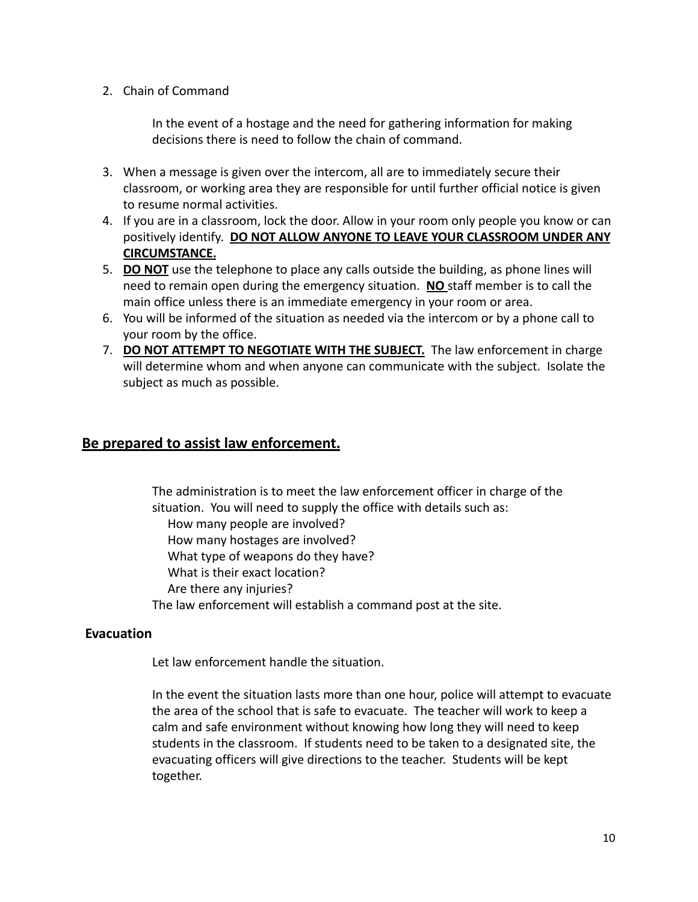2. Chain of Command

   In the event of a hostage and the need for gathering information for making decisions there is need to follow the chain of command.

3. When a message is given over the intercom, all are to immediately secure their classroom, or working area they are responsible for until further official notice is given to resume normal activities.
4. If you are in a classroom, lock the door. Allow in your room only people you know or can positively identify. **DO NOT ALLOW ANYONE TO LEAVE YOUR CLASSROOM UNDER ANY CIRCUMSTANCE.**
5. **DO NOT** use the telephone to place any calls outside the building, as phone lines will need to remain open during the emergency situation. **NO** staff member is to call the main office unless there is an immediate emergency in your room or area.
6. You will be informed of the situation as needed via the intercom or by a phone call to your room by the office.
7. **DO NOT ATTEMPT TO NEGOTIATE WITH THE SUBJECT.** The law enforcement in charge will determine whom and when anyone can communicate with the subject. Isolate the subject as much as possible.

## Be prepared to assist law enforcement.

The administration is to meet the law enforcement officer in charge of the situation. You will need to supply the office with details such as:

- How many people are involved?
- How many hostages are involved?
- What type of weapons do they have?
- What is their exact location?
- Are there any injuries?

The law enforcement will establish a command post at the site.

### Evacuation

Let law enforcement handle the situation.

In the event the situation lasts more than one hour, police will attempt to evacuate the area of the school that is safe to evacuate. The teacher will work to keep a calm and safe environment without knowing how long they will need to keep students in the classroom. If students need to be taken to a designated site, the evacuating officers will give directions to the teacher. Students will be kept together.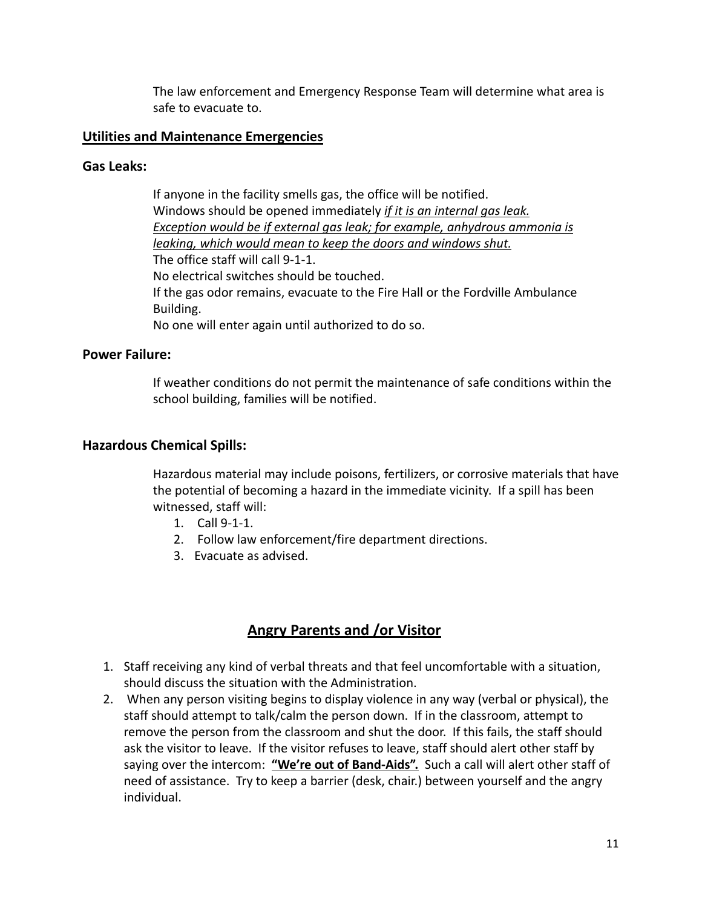The law enforcement and Emergency Response Team will determine what area is safe to evacuate to.

## Utilities and Maintenance Emergencies

### Gas Leaks:

If anyone in the facility smells gas, the office will be notified.
Windows should be opened immediately *if it is an internal gas leak. Exception would be if external gas leak; for example, anhydrous ammonia is leaking, which would mean to keep the doors and windows shut.*
The office staff will call 9-1-1.
No electrical switches should be touched.
If the gas odor remains, evacuate to the Fire Hall or the Fordville Ambulance Building.
No one will enter again until authorized to do so.

### Power Failure:

If weather conditions do not permit the maintenance of safe conditions within the school building, families will be notified.

### Hazardous Chemical Spills:

Hazardous material may include poisons, fertilizers, or corrosive materials that have the potential of becoming a hazard in the immediate vicinity. If a spill has been witnessed, staff will:

1. Call 9-1-1.
2. Follow law enforcement/fire department directions.
3. Evacuate as advised.

## Angry Parents and /or Visitor

1. Staff receiving any kind of verbal threats and that feel uncomfortable with a situation, should discuss the situation with the Administration.
2. When any person visiting begins to display violence in any way (verbal or physical), the staff should attempt to talk/calm the person down. If in the classroom, attempt to remove the person from the classroom and shut the door. If this fails, the staff should ask the visitor to leave. If the visitor refuses to leave, staff should alert other staff by saying over the intercom: **"We're out of Band-Aids".** Such a call will alert other staff of need of assistance. Try to keep a barrier (desk, chair.) between yourself and the angry individual.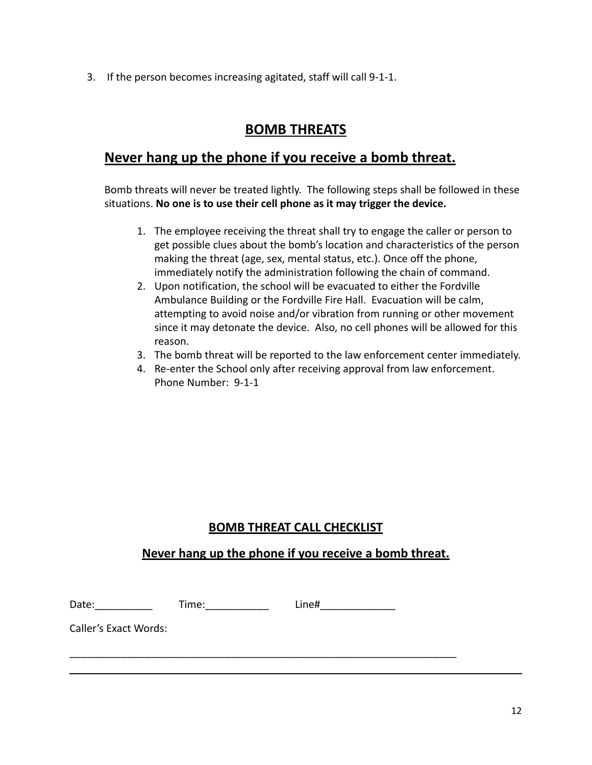3. If the person becomes increasing agitated, staff will call 9-1-1.

## BOMB THREATS

## Never hang up the phone if you receive a bomb threat.

Bomb threats will never be treated lightly. The following steps shall be followed in these situations. **No one is to use their cell phone as it may trigger the device.**

1. The employee receiving the threat shall try to engage the caller or person to get possible clues about the bomb's location and characteristics of the person making the threat (age, sex, mental status, etc.). Once off the phone, immediately notify the administration following the chain of command.
2. Upon notification, the school will be evacuated to either the Fordville Ambulance Building or the Fordville Fire Hall. Evacuation will be calm, attempting to avoid noise and/or vibration from running or other movement since it may detonate the device. Also, no cell phones will be allowed for this reason.
3. The bomb threat will be reported to the law enforcement center immediately.
4. Re-enter the School only after receiving approval from law enforcement. Phone Number: 9-1-1

### BOMB THREAT CALL CHECKLIST

### Never hang up the phone if you receive a bomb threat.

Date:__________ Time:___________ Line#_____________

Caller's Exact Words:

_______________________________________________________________________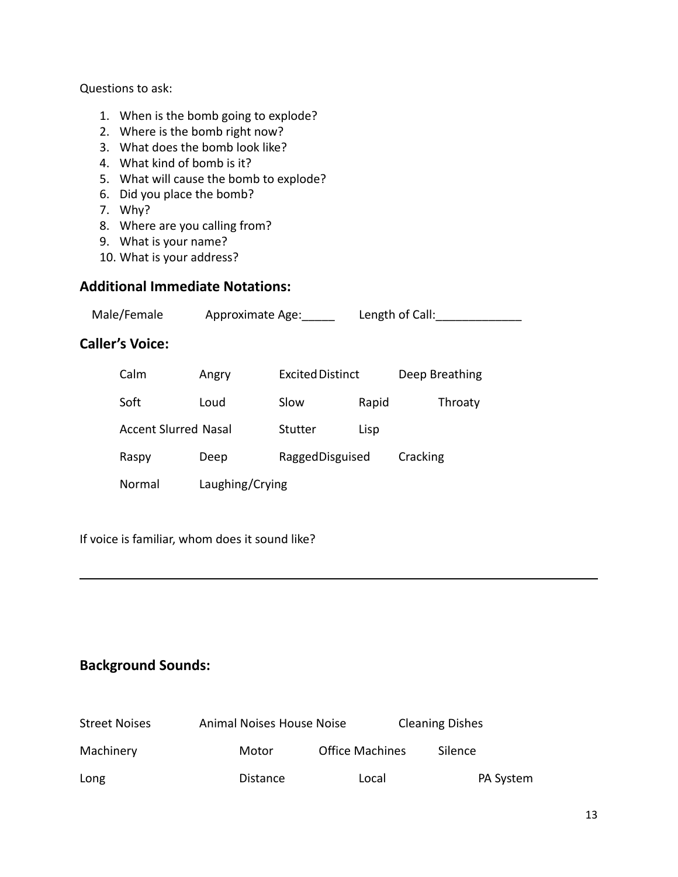Questions to ask:

1. When is the bomb going to explode?
2. Where is the bomb right now?
3. What does the bomb look like?
4. What kind of bomb is it?
5. What will cause the bomb to explode?
6. Did you place the bomb?
7. Why?
8. Where are you calling from?
9. What is your name?
10. What is your address?

## Additional Immediate Notations:

Male/Female Approximate Age:_____ Length of Call:_____________

## Caller's Voice:

| | | | | |
|---|---|---|---|---|
| Calm | Angry | Excited | Distinct | Deep Breathing |
| Soft | Loud | Slow | Rapid | Throaty |
| Accent | Slurred | Nasal | Stutter | Lisp |
| Raspy | Deep | Ragged | Disguised | Cracking |
| Normal | Laughing/Crying | | | |

If voice is familiar, whom does it sound like?

______________________________________________________________________________

## Background Sounds:

| | | | |
|---|---|---|---|
| Street Noises | Animal Noises | House Noise | Cleaning Dishes |
| Machinery | Motor | Office Machines | Silence |
| Long | Distance | Local | PA System |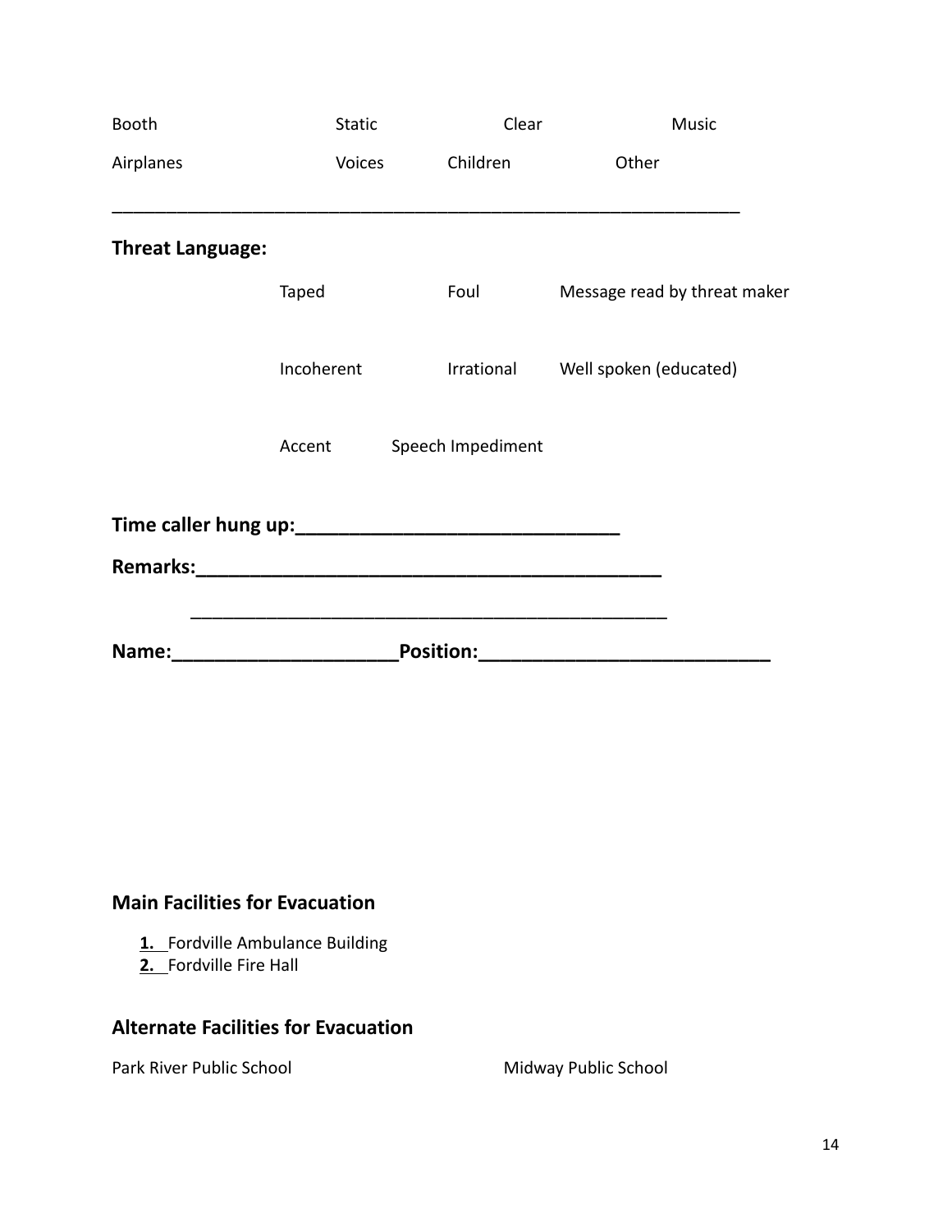Booth Static Clear Music

Airplanes Voices Children Other

\_\_\_\_\_\_\_\_\_\_\_\_\_\_\_\_\_\_\_\_\_\_\_\_\_\_\_\_\_\_\_\_\_\_\_\_\_\_\_\_\_\_\_\_\_\_\_\_\_\_\_\_\_\_\_\_\_\_\_\_\_\_

**Threat Language:**

Taped Foul Message read by threat maker

Incoherent Irrational Well spoken (educated)

Accent Speech Impediment

**Time caller hung up:\_\_\_\_\_\_\_\_\_\_\_\_\_\_\_\_\_\_\_\_\_\_\_\_\_\_\_\_\_\_**

**Remarks:\_\_\_\_\_\_\_\_\_\_\_\_\_\_\_\_\_\_\_\_\_\_\_\_\_\_\_\_\_\_\_\_\_\_\_\_\_\_\_\_\_\_\_\_\_\_**

\_\_\_\_\_\_\_\_\_\_\_\_\_\_\_\_\_\_\_\_\_\_\_\_\_\_\_\_\_\_\_\_\_\_\_\_\_\_\_\_\_\_\_\_\_\_\_\_

**Name:\_\_\_\_\_\_\_\_\_\_\_\_\_\_\_\_\_\_\_\_\_\_Position:\_\_\_\_\_\_\_\_\_\_\_\_\_\_\_\_\_\_\_\_\_\_\_\_\_\_\_\_**

### Main Facilities for Evacuation

1. Fordville Ambulance Building
2. Fordville Fire Hall

### Alternate Facilities for Evacuation

Park River Public School

Midway Public School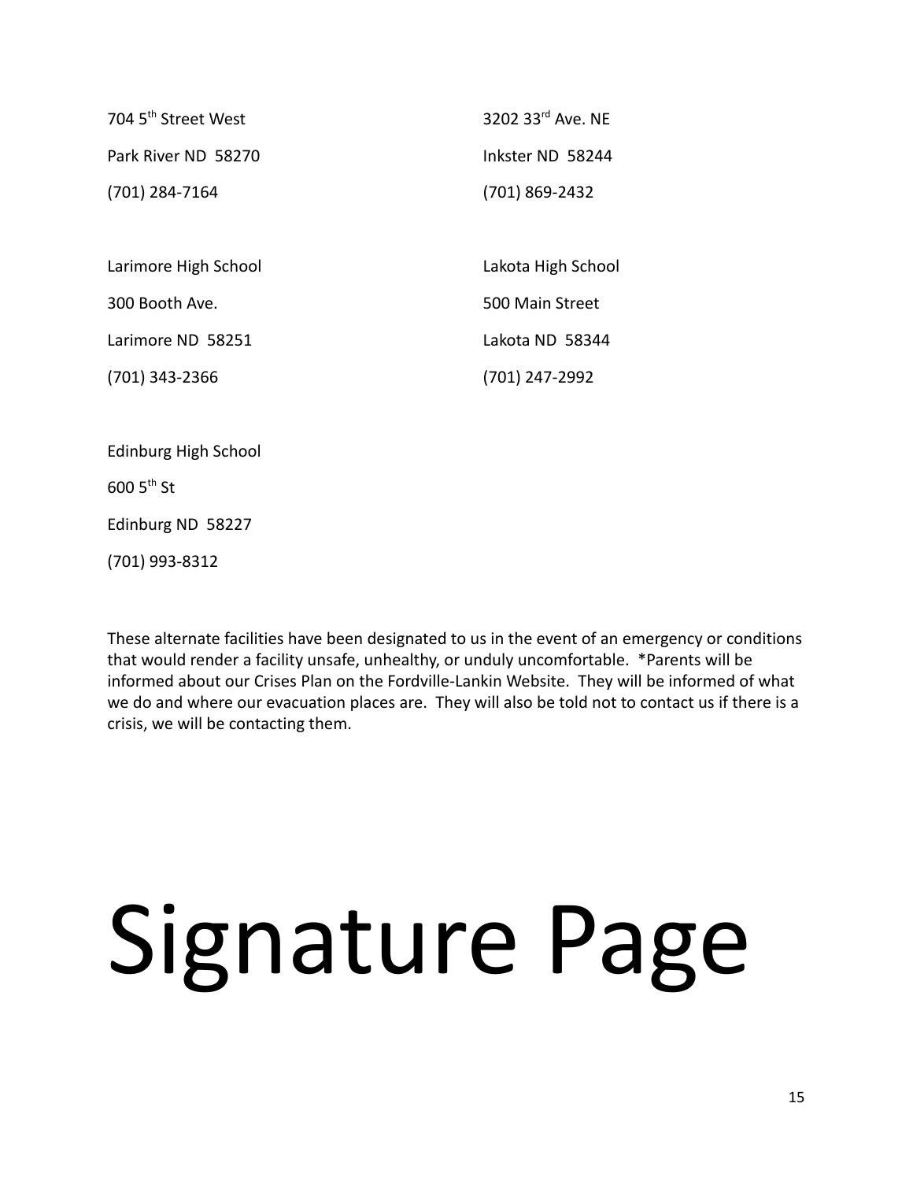704 5th Street West

Park River ND 58270

(701) 284-7164

3202 33rd Ave. NE

Inkster ND 58244

(701) 869-2432

Larimore High School

300 Booth Ave.

Larimore ND 58251

(701) 343-2366

Lakota High School

500 Main Street

Lakota ND 58344

(701) 247-2992

Edinburg High School

600 5th St

Edinburg ND 58227

(701) 993-8312

These alternate facilities have been designated to us in the event of an emergency or conditions that would render a facility unsafe, unhealthy, or unduly uncomfortable. *Parents will be informed about our Crises Plan on the Fordville-Lankin Website. They will be informed of what we do and where our evacuation places are. They will also be told not to contact us if there is a crisis, we will be contacting them.

# Signature Page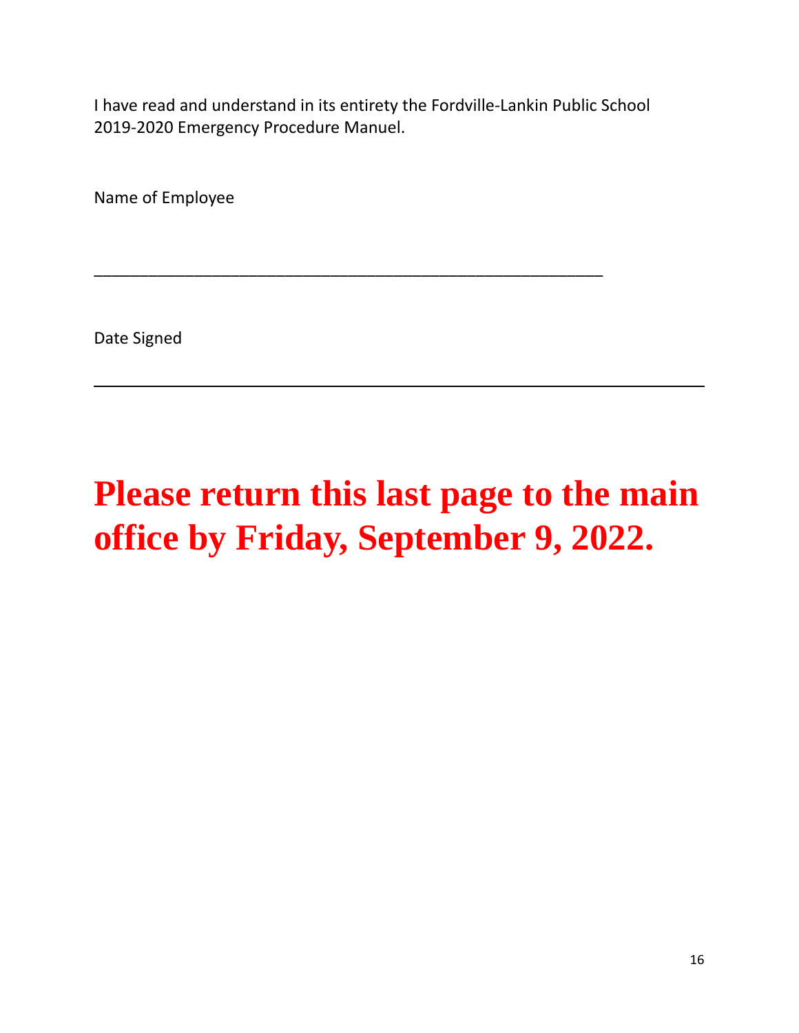I have read and understand in its entirety the Fordville-Lankin Public School 2019-2020 Emergency Procedure Manuel.

Name of Employee

\_\_\_\_\_\_\_\_\_\_\_\_\_\_\_\_\_\_\_\_\_\_\_\_\_\_\_\_\_\_\_\_\_\_\_\_\_\_\_\_\_\_\_\_\_\_\_\_\_\_\_\_\_\_\_\_\_\_

Date Signed

\_\_\_\_\_\_\_\_\_\_\_\_\_\_\_\_\_\_\_\_\_\_\_\_\_\_\_\_\_\_\_\_\_\_\_\_\_\_\_\_\_\_\_\_\_\_\_\_\_\_\_\_\_\_\_\_\_\_

**Please return this last page to the main office by Friday, September 9, 2022.**